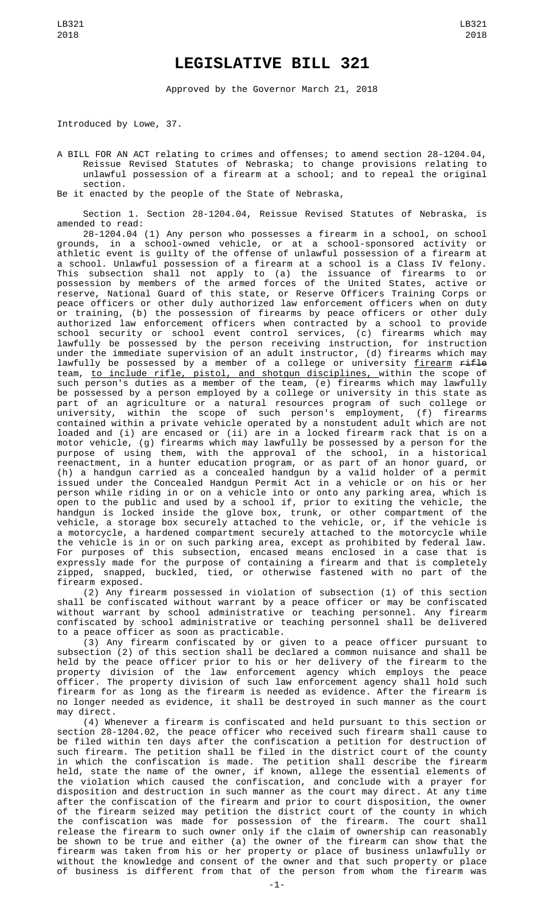# LEGISLATIVE BILL 321

Approved by the Governor March 21, 2018

Introduced by Lowe, 37.

A BILL FOR AN ACT relating to crimes and offenses; to amend section 28-1204.04, Reissue Revised Statutes of Nebraska; to change provisions relating to unlawful possession of a firearm at a school; and to repeal the original section.

Be it enacted by the people of the State of Nebraska,

Section 1. Section 28-1204.04, Reissue Revised Statutes of Nebraska, is amended to read:

28-1204.04 (1) Any person who possesses a firearm in a school, on school grounds, in a school-owned vehicle, or at a school-sponsored activity or athletic event is guilty of the offense of unlawful possession of a firearm at a school. Unlawful possession of a firearm at a school is a Class IV felony. This subsection shall not apply to (a) the issuance of firearms to or possession by members of the armed forces of the United States, active or reserve, National Guard of this state, or Reserve Officers Training Corps or peace officers or other duly authorized law enforcement officers when on duty or training, (b) the possession of firearms by peace officers or other duly authorized law enforcement officers when contracted by a school to provide school security or school event control services, (c) firearms which may lawfully be possessed by the person receiving instruction, for instruction under the immediate supervision of an adult instructor, (d) firearms which may lawfully be possessed by a member of a college or university <u>firearm</u> ~~rifle~~ team, <u>to include rifle, pistol, and shotgun disciplines,</u> within the scope of such person's duties as a member of the team, (e) firearms which may lawfully be possessed by a person employed by a college or university in this state as part of an agriculture or a natural resources program of such college or university, within the scope of such person's employment, (f) firearms contained within a private vehicle operated by a nonstudent adult which are not loaded and (i) are encased or (ii) are in a locked firearm rack that is on a motor vehicle, (g) firearms which may lawfully be possessed by a person for the purpose of using them, with the approval of the school, in a historical reenactment, in a hunter education program, or as part of an honor guard, or (h) a handgun carried as a concealed handgun by a valid holder of a permit issued under the Concealed Handgun Permit Act in a vehicle or on his or her person while riding in or on a vehicle into or onto any parking area, which is open to the public and used by a school if, prior to exiting the vehicle, the handgun is locked inside the glove box, trunk, or other compartment of the vehicle, a storage box securely attached to the vehicle, or, if the vehicle is a motorcycle, a hardened compartment securely attached to the motorcycle while the vehicle is in or on such parking area, except as prohibited by federal law. For purposes of this subsection, encased means enclosed in a case that is expressly made for the purpose of containing a firearm and that is completely zipped, snapped, buckled, tied, or otherwise fastened with no part of the firearm exposed.

(2) Any firearm possessed in violation of subsection (1) of this section shall be confiscated without warrant by a peace officer or may be confiscated without warrant by school administrative or teaching personnel. Any firearm confiscated by school administrative or teaching personnel shall be delivered to a peace officer as soon as practicable.

(3) Any firearm confiscated by or given to a peace officer pursuant to subsection (2) of this section shall be declared a common nuisance and shall be held by the peace officer prior to his or her delivery of the firearm to the property division of the law enforcement agency which employs the peace officer. The property division of such law enforcement agency shall hold such firearm for as long as the firearm is needed as evidence. After the firearm is no longer needed as evidence, it shall be destroyed in such manner as the court may direct.

(4) Whenever a firearm is confiscated and held pursuant to this section or section 28-1204.02, the peace officer who received such firearm shall cause to be filed within ten days after the confiscation a petition for destruction of such firearm. The petition shall be filed in the district court of the county in which the confiscation is made. The petition shall describe the firearm held, state the name of the owner, if known, allege the essential elements of the violation which caused the confiscation, and conclude with a prayer for disposition and destruction in such manner as the court may direct. At any time after the confiscation of the firearm and prior to court disposition, the owner of the firearm seized may petition the district court of the county in which the confiscation was made for possession of the firearm. The court shall release the firearm to such owner only if the claim of ownership can reasonably be shown to be true and either (a) the owner of the firearm can show that the firearm was taken from his or her property or place of business unlawfully or without the knowledge and consent of the owner and that such property or place of business is different from that of the person from whom the firearm was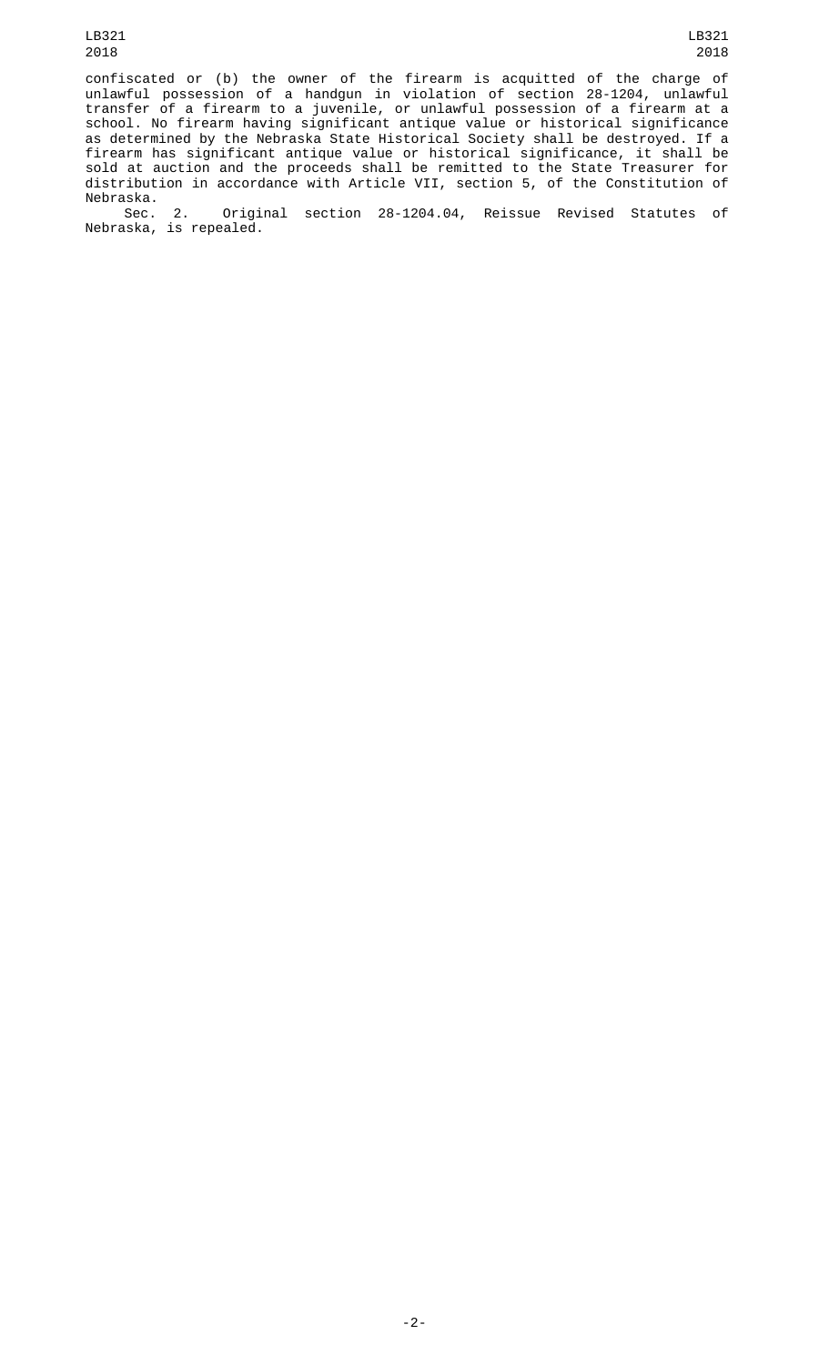confiscated or (b) the owner of the firearm is acquitted of the charge of unlawful possession of a handgun in violation of section 28-1204, unlawful transfer of a firearm to a juvenile, or unlawful possession of a firearm at a school. No firearm having significant antique value or historical significance as determined by the Nebraska State Historical Society shall be destroyed. If a firearm has significant antique value or historical significance, it shall be sold at auction and the proceeds shall be remitted to the State Treasurer for distribution in accordance with Article VII, section 5, of the Constitution of Nebraska.

Sec. 2. Original section 28-1204.04, Reissue Revised Statutes of Nebraska, is repealed.